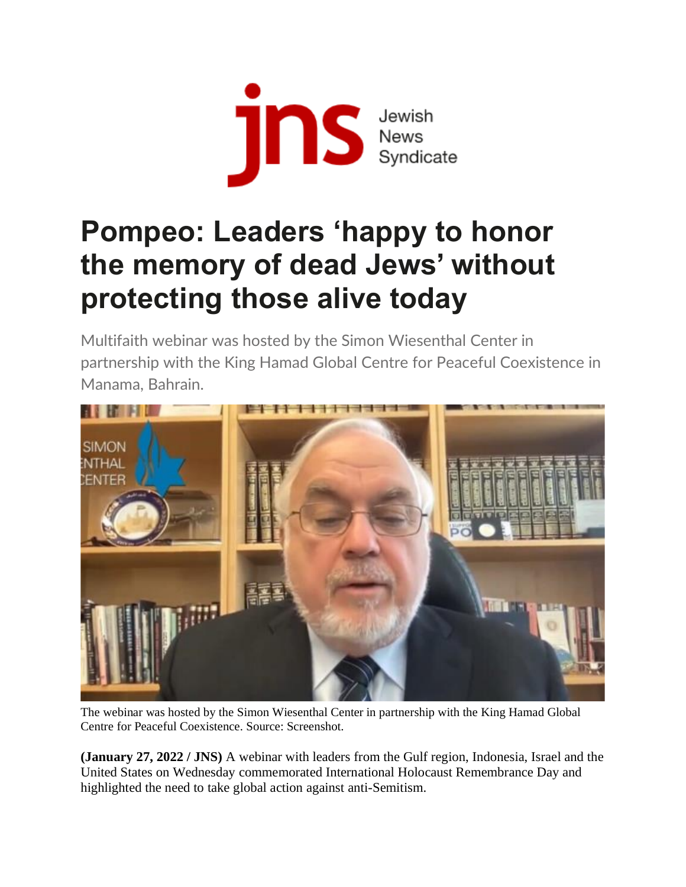jns Jewish News Syndicate

# Pompeo: Leaders 'happy to honor the memory of dead Jews' without protecting those alive today

Multifaith webinar was hosted by the Simon Wiesenthal Center in partnership with the King Hamad Global Centre for Peaceful Coexistence in Manama, Bahrain.

The webinar was hosted by the Simon Wiesenthal Center in partnership with the King Hamad Global Centre for Peaceful Coexistence. Source: Screenshot.

**(January 27, 2022 / JNS)** A webinar with leaders from the Gulf region, Indonesia, Israel and the United States on Wednesday commemorated International Holocaust Remembrance Day and highlighted the need to take global action against anti-Semitism.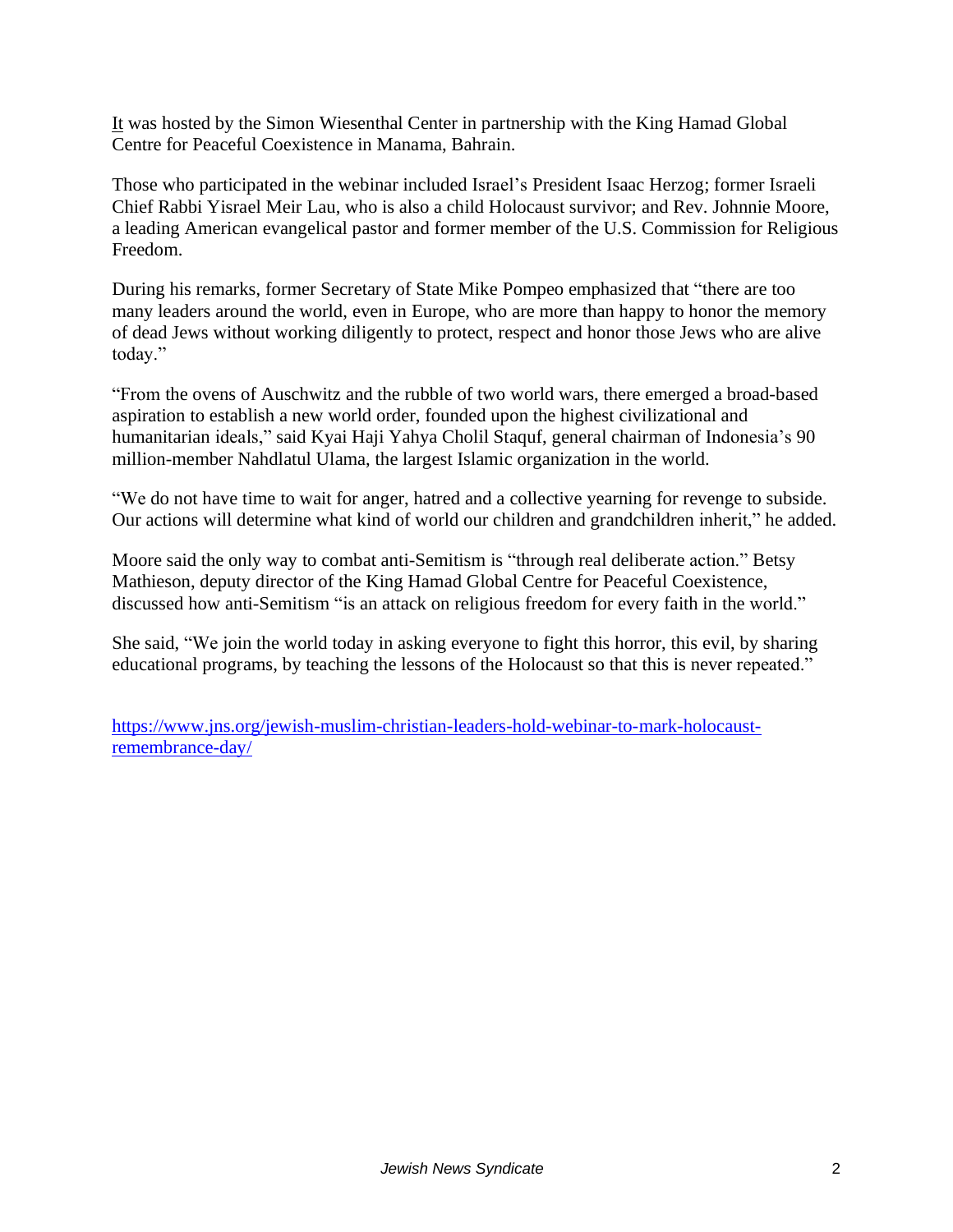It was hosted by the Simon Wiesenthal Center in partnership with the King Hamad Global Centre for Peaceful Coexistence in Manama, Bahrain.

Those who participated in the webinar included Israel's President Isaac Herzog; former Israeli Chief Rabbi Yisrael Meir Lau, who is also a child Holocaust survivor; and Rev. Johnnie Moore, a leading American evangelical pastor and former member of the U.S. Commission for Religious Freedom.

During his remarks, former Secretary of State Mike Pompeo emphasized that "there are too many leaders around the world, even in Europe, who are more than happy to honor the memory of dead Jews without working diligently to protect, respect and honor those Jews who are alive today."

"From the ovens of Auschwitz and the rubble of two world wars, there emerged a broad-based aspiration to establish a new world order, founded upon the highest civilizational and humanitarian ideals," said Kyai Haji Yahya Cholil Staquf, general chairman of Indonesia's 90 million-member Nahdlatul Ulama, the largest Islamic organization in the world.

"We do not have time to wait for anger, hatred and a collective yearning for revenge to subside. Our actions will determine what kind of world our children and grandchildren inherit," he added.

Moore said the only way to combat anti-Semitism is "through real deliberate action." Betsy Mathieson, deputy director of the King Hamad Global Centre for Peaceful Coexistence, discussed how anti-Semitism "is an attack on religious freedom for every faith in the world."

She said, "We join the world today in asking everyone to fight this horror, this evil, by sharing educational programs, by teaching the lessons of the Holocaust so that this is never repeated."

https://www.jns.org/jewish-muslim-christian-leaders-hold-webinar-to-mark-holocaust-remembrance-day/